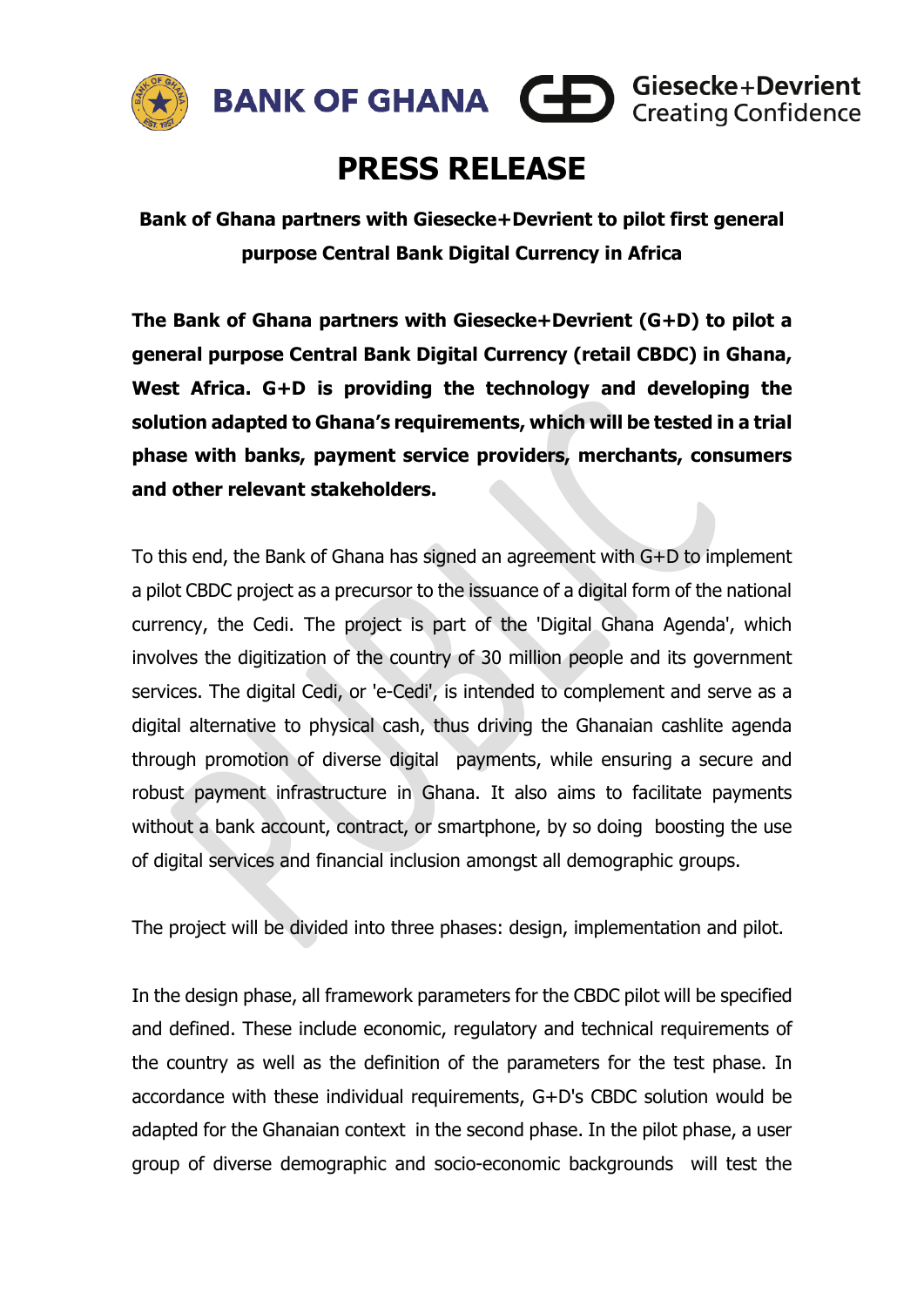BANK OF GHANA

Giesecke+Devrient
Creating Confidence

# PRESS RELEASE

**Bank of Ghana partners with Giesecke+Devrient to pilot first general purpose Central Bank Digital Currency in Africa**

**The Bank of Ghana partners with Giesecke+Devrient (G+D) to pilot a general purpose Central Bank Digital Currency (retail CBDC) in Ghana, West Africa. G+D is providing the technology and developing the solution adapted to Ghana's requirements, which will be tested in a trial phase with banks, payment service providers, merchants, consumers and other relevant stakeholders.**

To this end, the Bank of Ghana has signed an agreement with G+D to implement a pilot CBDC project as a precursor to the issuance of a digital form of the national currency, the Cedi. The project is part of the 'Digital Ghana Agenda', which involves the digitization of the country of 30 million people and its government services. The digital Cedi, or 'e-Cedi', is intended to complement and serve as a digital alternative to physical cash, thus driving the Ghanaian cashlite agenda through promotion of diverse digital payments, while ensuring a secure and robust payment infrastructure in Ghana. It also aims to facilitate payments without a bank account, contract, or smartphone, by so doing boosting the use of digital services and financial inclusion amongst all demographic groups.

The project will be divided into three phases: design, implementation and pilot.

In the design phase, all framework parameters for the CBDC pilot will be specified and defined. These include economic, regulatory and technical requirements of the country as well as the definition of the parameters for the test phase. In accordance with these individual requirements, G+D's CBDC solution would be adapted for the Ghanaian context in the second phase. In the pilot phase, a user group of diverse demographic and socio-economic backgrounds will test the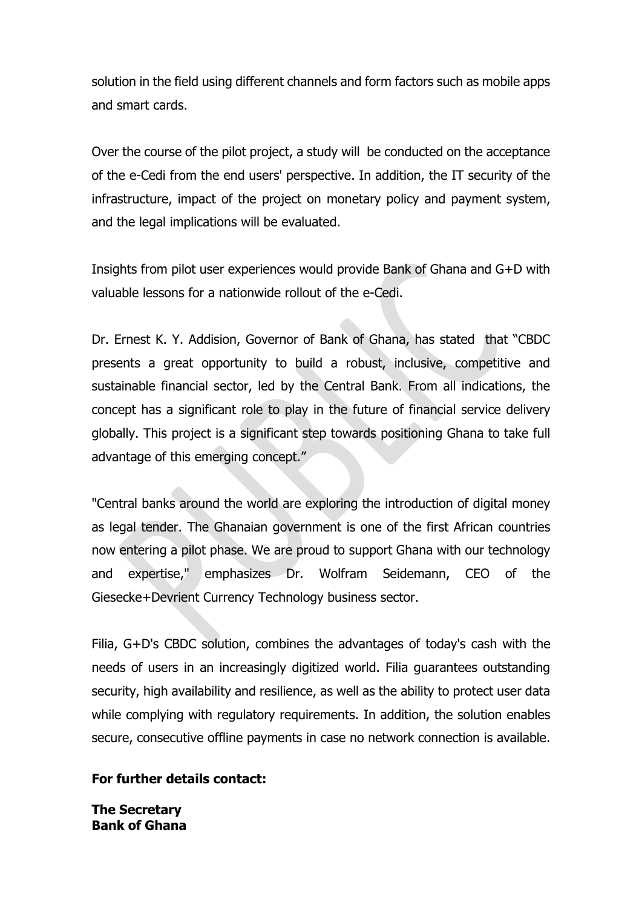solution in the field using different channels and form factors such as mobile apps and smart cards.

Over the course of the pilot project, a study will be conducted on the acceptance of the e-Cedi from the end users' perspective. In addition, the IT security of the infrastructure, impact of the project on monetary policy and payment system, and the legal implications will be evaluated.

Insights from pilot user experiences would provide Bank of Ghana and G+D with valuable lessons for a nationwide rollout of the e-Cedi.

Dr. Ernest K. Y. Addision, Governor of Bank of Ghana, has stated that "CBDC presents a great opportunity to build a robust, inclusive, competitive and sustainable financial sector, led by the Central Bank. From all indications, the concept has a significant role to play in the future of financial service delivery globally. This project is a significant step towards positioning Ghana to take full advantage of this emerging concept."

"Central banks around the world are exploring the introduction of digital money as legal tender. The Ghanaian government is one of the first African countries now entering a pilot phase. We are proud to support Ghana with our technology and expertise," emphasizes Dr. Wolfram Seidemann, CEO of the Giesecke+Devrient Currency Technology business sector.

Filia, G+D's CBDC solution, combines the advantages of today's cash with the needs of users in an increasingly digitized world. Filia guarantees outstanding security, high availability and resilience, as well as the ability to protect user data while complying with regulatory requirements. In addition, the solution enables secure, consecutive offline payments in case no network connection is available.

**For further details contact:**

**The Secretary**
**Bank of Ghana**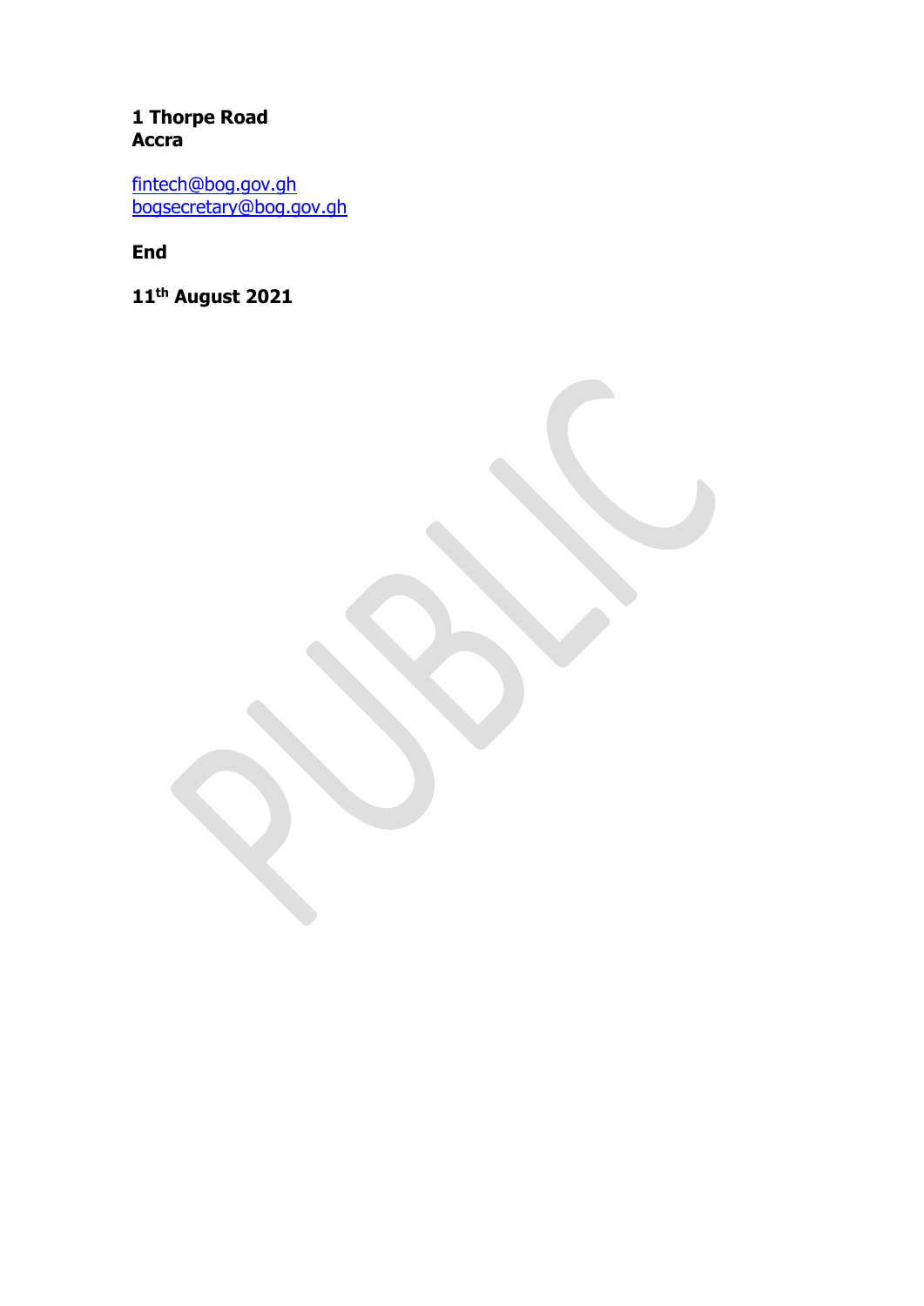**1 Thorpe Road**
**Accra**

fintech@bog.gov.gh
bogsecretary@bog.gov.gh

**End**

**11th August 2021**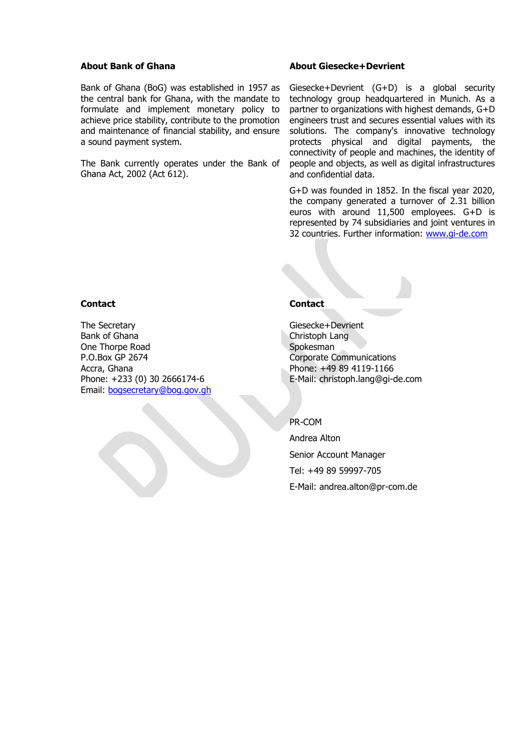## About Bank of Ghana

Bank of Ghana (BoG) was established in 1957 as the central bank for Ghana, with the mandate to formulate and implement monetary policy to achieve price stability, contribute to the promotion and maintenance of financial stability, and ensure a sound payment system.

The Bank currently operates under the Bank of Ghana Act, 2002 (Act 612).

## About Giesecke+Devrient

Giesecke+Devrient (G+D) is a global security technology group headquartered in Munich. As a partner to organizations with highest demands, G+D engineers trust and secures essential values with its solutions. The company's innovative technology protects physical and digital payments, the connectivity of people and machines, the identity of people and objects, as well as digital infrastructures and confidential data.

G+D was founded in 1852. In the fiscal year 2020, the company generated a turnover of 2.31 billion euros with around 11,500 employees. G+D is represented by 74 subsidiaries and joint ventures in 32 countries. Further information: www.gi-de.com

### Contact

The Secretary
Bank of Ghana
One Thorpe Road
P.O.Box GP 2674
Accra, Ghana
Phone: +233 (0) 30 2666174-6
Email: bogsecretary@bog.gov.gh

### Contact

Giesecke+Devrient
Christoph Lang
Spokesman
Corporate Communications
Phone: +49 89 4119-1166
E-Mail: christoph.lang@gi-de.com

PR-COM

Andrea Alton

Senior Account Manager

Tel: +49 89 59997-705

E-Mail: andrea.alton@pr-com.de